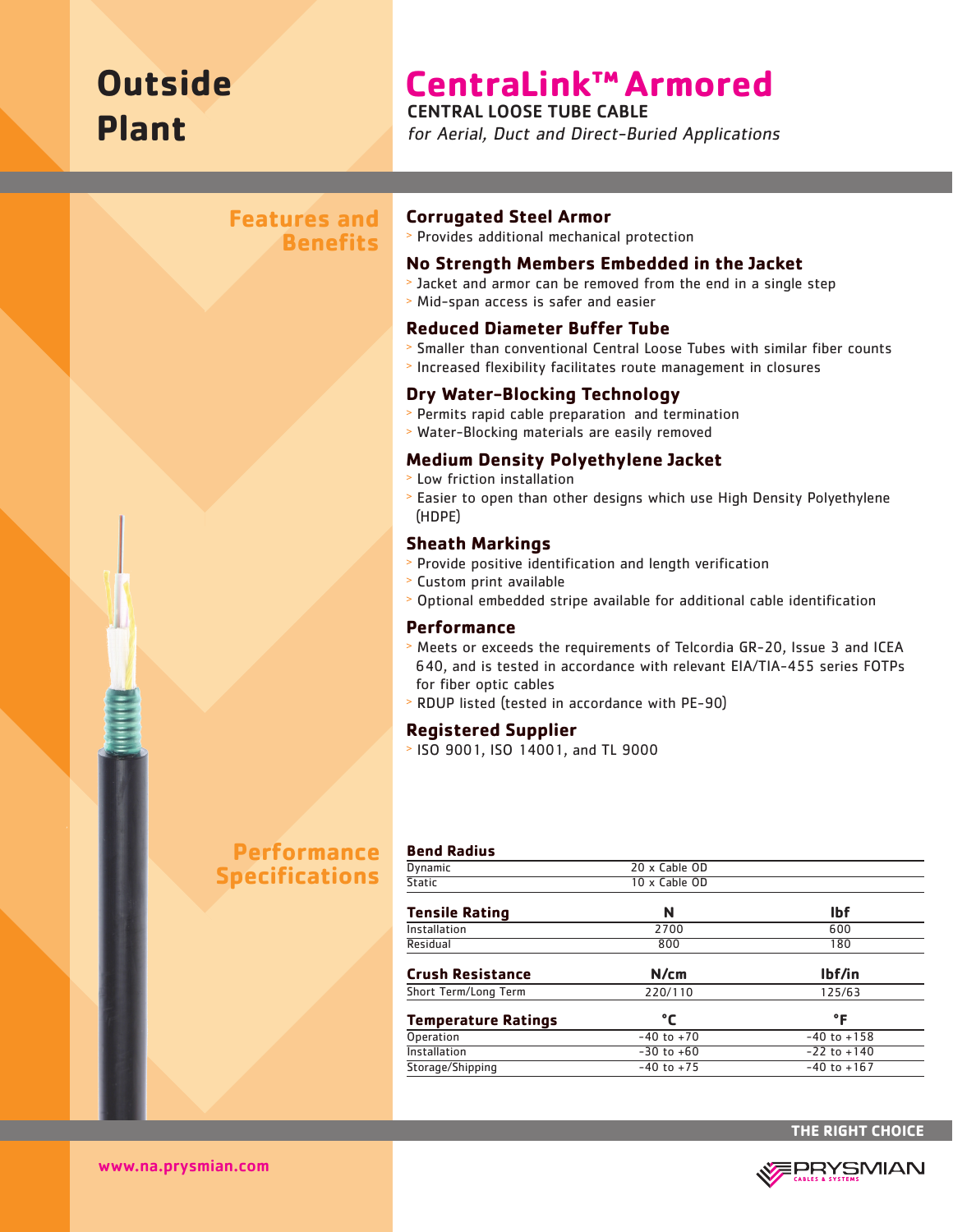# Outside Plant

# CentraLink™ Armored

**CENTRAL LOOSE TUBE CABLE**

*for Aerial, Duct and Direct-Buried Applications*

## Features and Benefits

### Corrugated Steel Armor

- Provides additional mechanical protection

### No Strength Members Embedded in the Jacket

- Jacket and armor can be removed from the end in a single step
- Mid-span access is safer and easier

### Reduced Diameter Buffer Tube

- Smaller than conventional Central Loose Tubes with similar fiber counts
- Increased flexibility facilitates route management in closures

### Dry Water-Blocking Technology

- Permits rapid cable preparation and termination
- Water-Blocking materials are easily removed

### Medium Density Polyethylene Jacket

- Low friction installation
- Easier to open than other designs which use High Density Polyethylene (HDPE)

### Sheath Markings

- Provide positive identification and length verification
- Custom print available
- Optional embedded stripe available for additional cable identification

### Performance

- Meets or exceeds the requirements of Telcordia GR-20, Issue 3 and ICEA 640, and is tested in accordance with relevant EIA/TIA-455 series FOTPs for fiber optic cables
- RDUP listed (tested in accordance with PE-90)

### Registered Supplier

- ISO 9001, ISO 14001, and TL 9000

## Performance Specifications

| **Bend Radius** | | |
|---|---|---|
| Dynamic | 20 x Cable OD | |
| Static | 10 x Cable OD | |

| **Tensile Rating** | **N** | **lbf** |
|---|---|---|
| Installation | 2700 | 600 |
| Residual | 800 | 180 |

| **Crush Resistance** | **N/cm** | **lbf/in** |
|---|---|---|
| Short Term/Long Term | 220/110 | 125/63 |

| **Temperature Ratings** | **°C** | **°F** |
|---|---|---|
| Operation | -40 to +70 | -40 to +158 |
| Installation | -30 to +60 | -22 to +140 |
| Storage/Shipping | -40 to +75 | -40 to +167 |

THE RIGHT CHOICE

www.na.prysmian.com

PRYSMIAN CABLES & SYSTEMS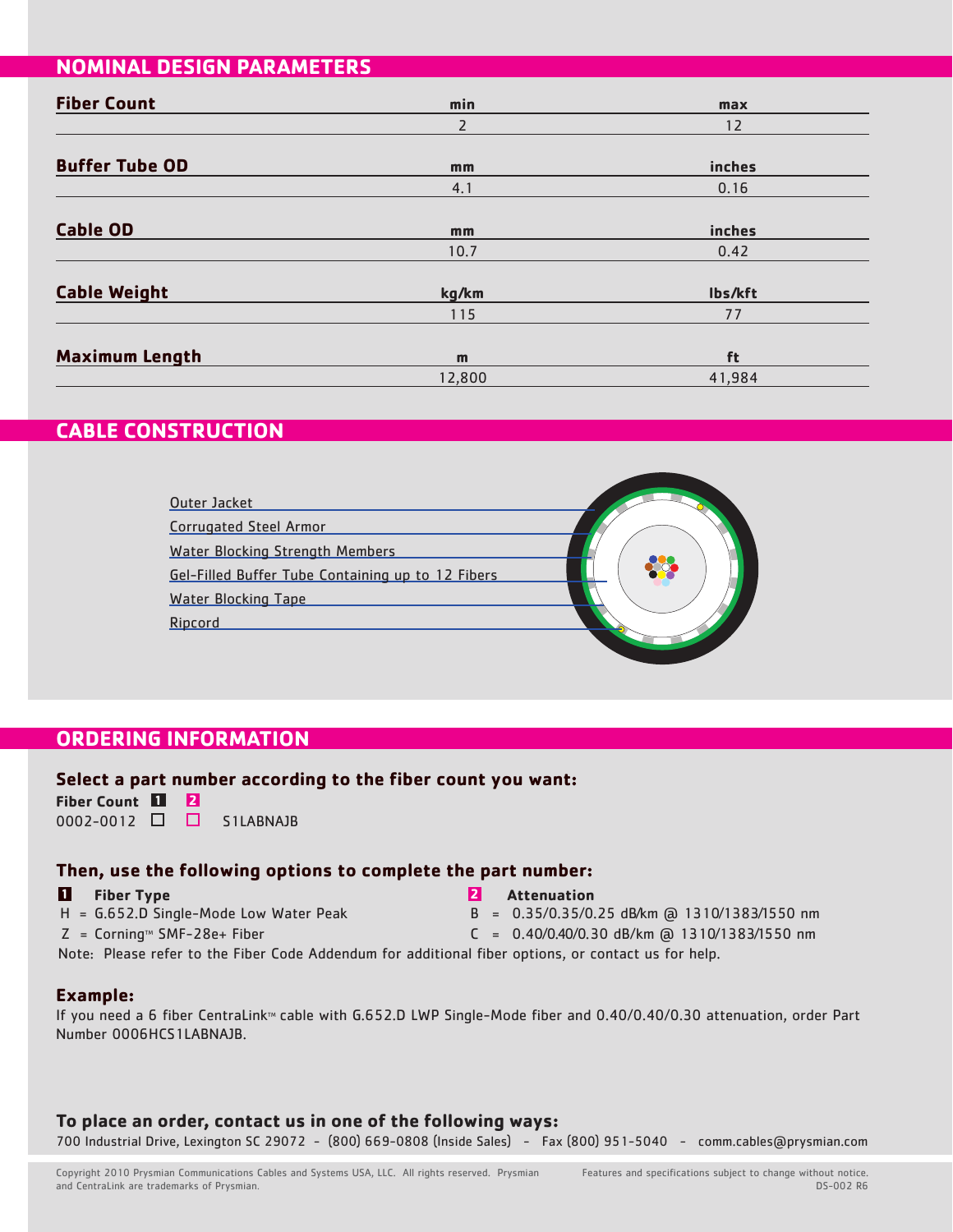## NOMINAL DESIGN PARAMETERS

| Fiber Count | min | max |
|---|---|---|
| | 2 | 12 |

| Buffer Tube OD | mm | inches |
|---|---|---|
| | 4.1 | 0.16 |

| Cable OD | mm | inches |
|---|---|---|
| | 10.7 | 0.42 |

| Cable Weight | kg/km | lbs/kft |
|---|---|---|
| | 115 | 77 |

| Maximum Length | m | ft |
|---|---|---|
| | 12,800 | 41,984 |

## CABLE CONSTRUCTION

Outer Jacket

Corrugated Steel Armor

Water Blocking Strength Members

Gel-Filled Buffer Tube Containing up to 12 Fibers

Water Blocking Tape

Ripcord

## ORDERING INFORMATION

### Select a part number according to the fiber count you want:

**Fiber Count** **1** **2**

0002-0012 ☐ ☐ S1LABNAJB

### Then, use the following options to complete the part number:

**1 Fiber Type**

H = G.652.D Single-Mode Low Water Peak

Z = Corning™ SMF-28e+ Fiber

**2 Attenuation**

B = 0.35/0.35/0.25 dB/km @ 1310/1383/1550 nm

C = 0.40/0.40/0.30 dB/km @ 1310/1383/1550 nm

Note: Please refer to the Fiber Code Addendum for additional fiber options, or contact us for help.

### Example:

If you need a 6 fiber CentraLink™ cable with G.652.D LWP Single-Mode fiber and 0.40/0.40/0.30 attenuation, order Part Number 0006HCS1LABNAJB.

### To place an order, contact us in one of the following ways:

700 Industrial Drive, Lexington SC 29072 - (800) 669-0808 (Inside Sales) - Fax (800) 951-5040 - comm.cables@prysmian.com

Copyright 2010 Prysmian Communications Cables and Systems USA, LLC. All rights reserved. Prysmian and CentraLink are trademarks of Prysmian.

Features and specifications subject to change without notice.
DS-002 R6